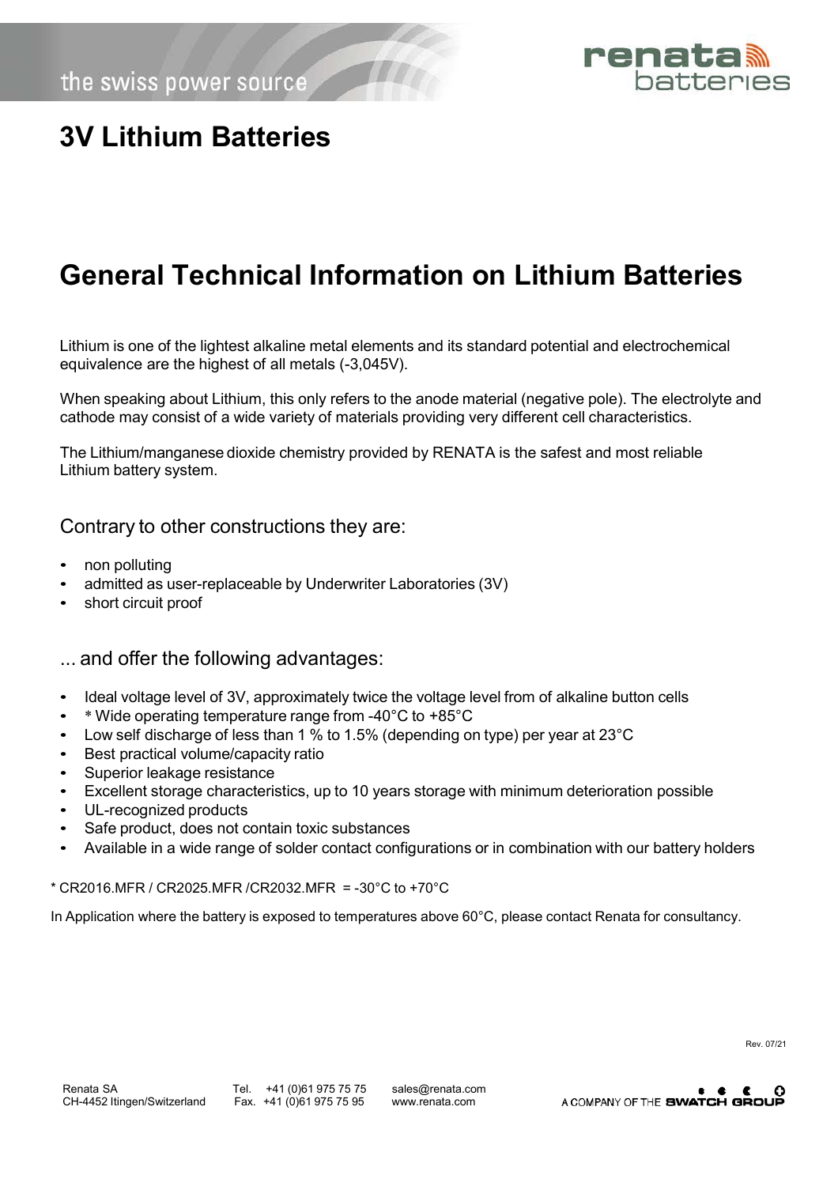# 3V Lithium Batteries

## General Technical Information on Lithium Batteries

Lithium is one of the lightest alkaline metal elements and its standard potential and electrochemical equivalence are the highest of all metals (-3,045V).

When speaking about Lithium, this only refers to the anode material (negative pole). The electrolyte and cathode may consist of a wide variety of materials providing very different cell characteristics.

The Lithium/manganese dioxide chemistry provided by RENATA is the safest and most reliable Lithium battery system.

### Contrary to other constructions they are:

- non polluting
- admitted as user-replaceable by Underwriter Laboratories (3V)
- short circuit proof

### ... and offer the following advantages:

- Ideal voltage level of 3V, approximately twice the voltage level from of alkaline button cells
- * Wide operating temperature range from -40°C to +85°C
- Low self discharge of less than 1 % to 1.5% (depending on type) per year at 23°C
- Best practical volume/capacity ratio
- Superior leakage resistance
- Excellent storage characteristics, up to 10 years storage with minimum deterioration possible
- UL-recognized products
- Safe product, does not contain toxic substances
- Available in a wide range of solder contact configurations or in combination with our battery holders

* CR2016.MFR / CR2025.MFR /CR2032.MFR = -30°C to +70°C

In Application where the battery is exposed to temperatures above 60°C, please contact Renata for consultancy.

Rev. 07/21

Renata SA
CH-4452 Itingen/Switzerland

Tel. +41 (0)61 975 75 75
Fax. +41 (0)61 975 75 95

sales@renata.com
www.renata.com

A COMPANY OF THE SWATCH GROUP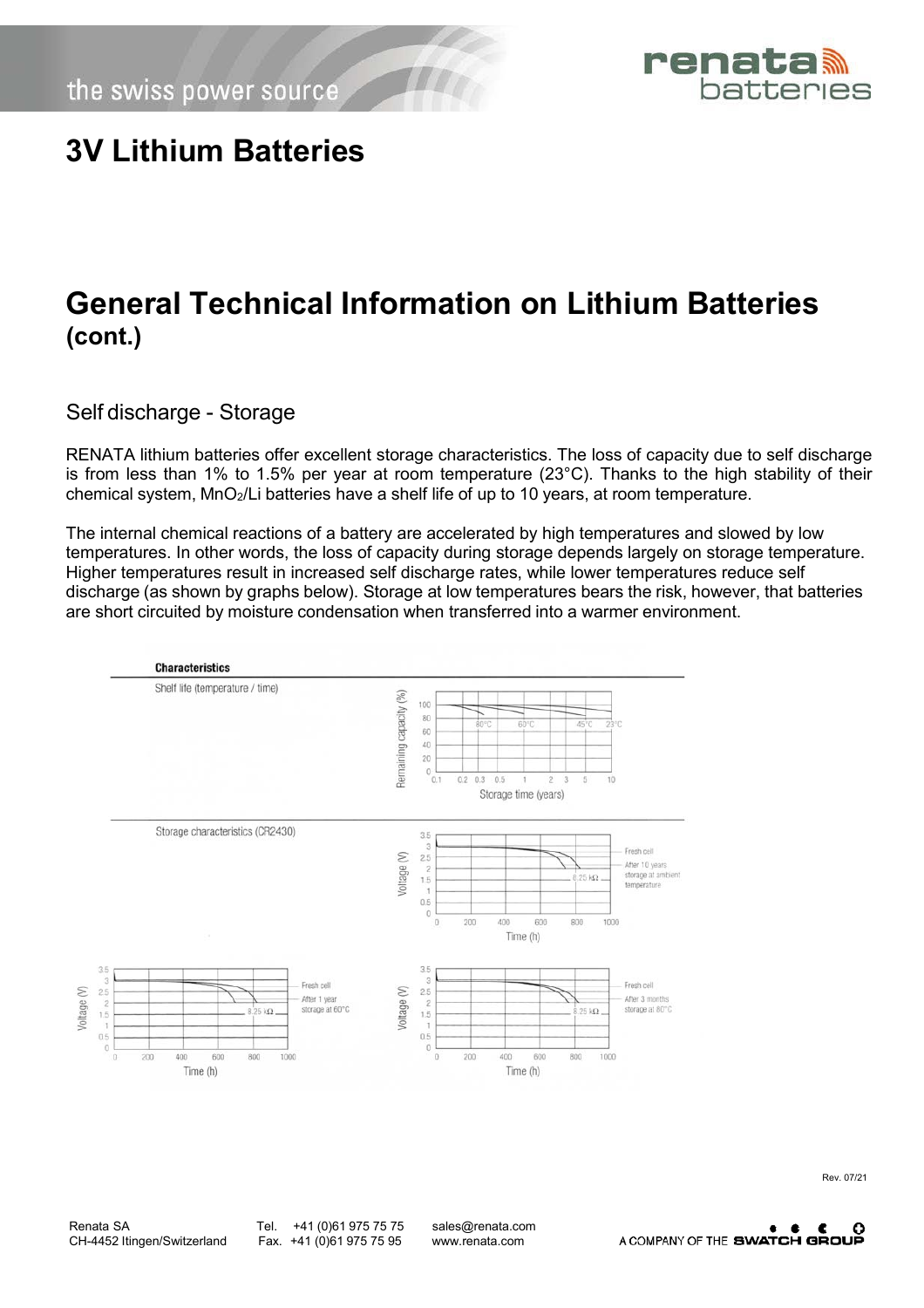# 3V Lithium Batteries

# General Technical Information on Lithium Batteries (cont.)

## Self discharge - Storage

RENATA lithium batteries offer excellent storage characteristics. The loss of capacity due to self discharge is from less than 1% to 1.5% per year at room temperature (23°C). Thanks to the high stability of their chemical system, $MnO_2$/Li batteries have a shelf life of up to 10 years, at room temperature.

The internal chemical reactions of a battery are accelerated by high temperatures and slowed by low temperatures. In other words, the loss of capacity during storage depends largely on storage temperature. Higher temperatures result in increased self discharge rates, while lower temperatures reduce self discharge (as shown by graphs below). Storage at low temperatures bears the risk, however, that batteries are short circuited by moisture condensation when transferred into a warmer environment.

**Characteristics**

Shelf life (temperature / time)

Storage characteristics (CR2430)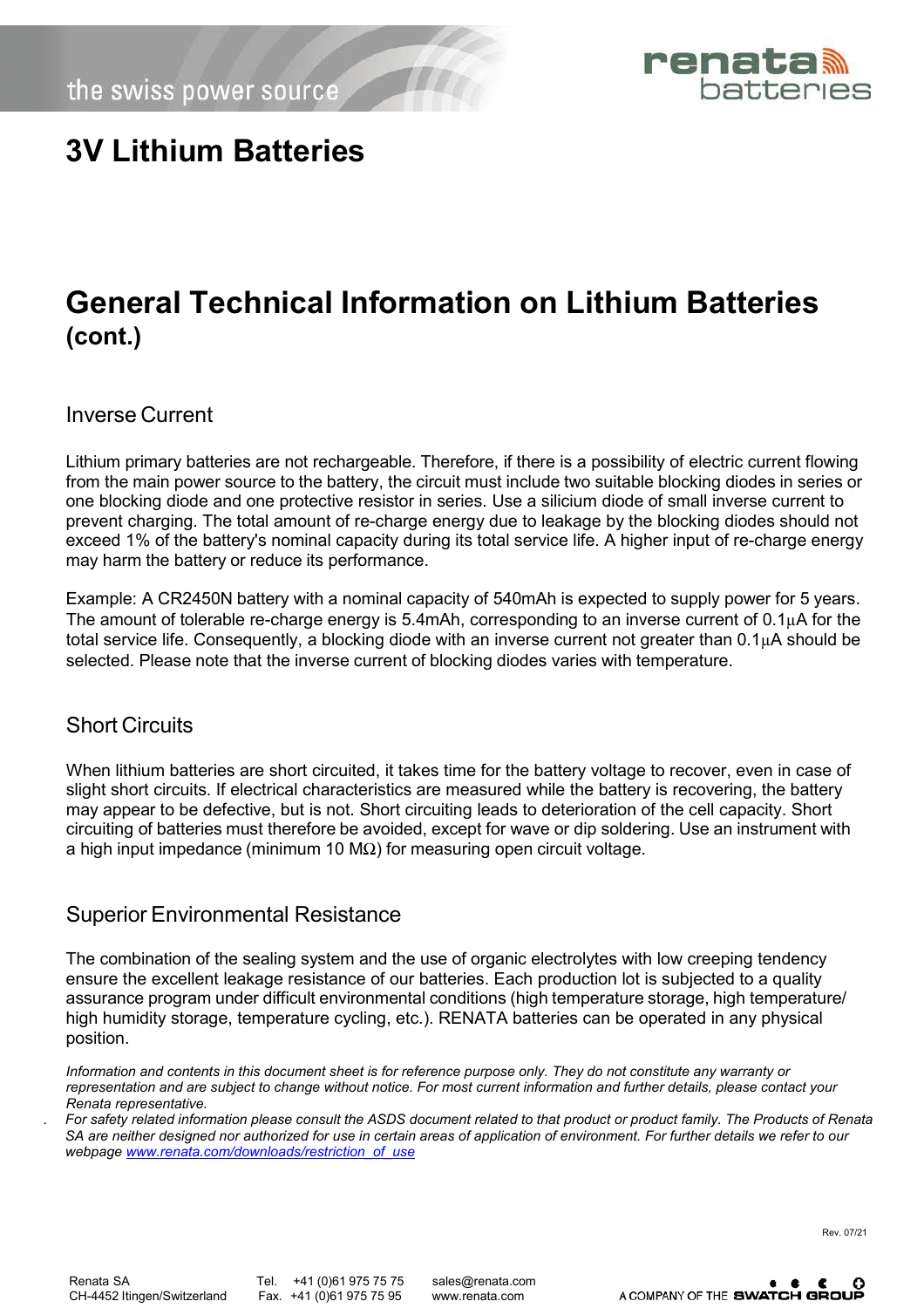# 3V Lithium Batteries

## General Technical Information on Lithium Batteries (cont.)

### Inverse Current

Lithium primary batteries are not rechargeable. Therefore, if there is a possibility of electric current flowing from the main power source to the battery, the circuit must include two suitable blocking diodes in series or one blocking diode and one protective resistor in series. Use a silicium diode of small inverse current to prevent charging. The total amount of re-charge energy due to leakage by the blocking diodes should not exceed 1% of the battery's nominal capacity during its total service life. A higher input of re-charge energy may harm the battery or reduce its performance.

Example: A CR2450N battery with a nominal capacity of 540mAh is expected to supply power for 5 years. The amount of tolerable re-charge energy is 5.4mAh, corresponding to an inverse current of 0.1μA for the total service life. Consequently, a blocking diode with an inverse current not greater than 0.1μA should be selected. Please note that the inverse current of blocking diodes varies with temperature.

### Short Circuits

When lithium batteries are short circuited, it takes time for the battery voltage to recover, even in case of slight short circuits. If electrical characteristics are measured while the battery is recovering, the battery may appear to be defective, but is not. Short circuiting leads to deterioration of the cell capacity. Short circuiting of batteries must therefore be avoided, except for wave or dip soldering. Use an instrument with a high input impedance (minimum 10 MΩ) for measuring open circuit voltage.

### Superior Environmental Resistance

The combination of the sealing system and the use of organic electrolytes with low creeping tendency ensure the excellent leakage resistance of our batteries. Each production lot is subjected to a quality assurance program under difficult environmental conditions (high temperature storage, high temperature/ high humidity storage, temperature cycling, etc.). RENATA batteries can be operated in any physical position.

*Information and contents in this document sheet is for reference purpose only. They do not constitute any warranty or representation and are subject to change without notice. For most current information and further details, please contact your Renata representative.*

*For safety related information please consult the ASDS document related to that product or product family. The Products of Renata SA are neither designed nor authorized for use in certain areas of application of environment. For further details we refer to our webpage [www.renata.com/downloads/restriction_of_use](www.renata.com/downloads/restriction_of_use)*

Rev. 07/21

Renata SA
CH-4452 Itingen/Switzerland
Tel. +41 (0)61 975 75 75
Fax. +41 (0)61 975 75 95
sales@renata.com
www.renata.com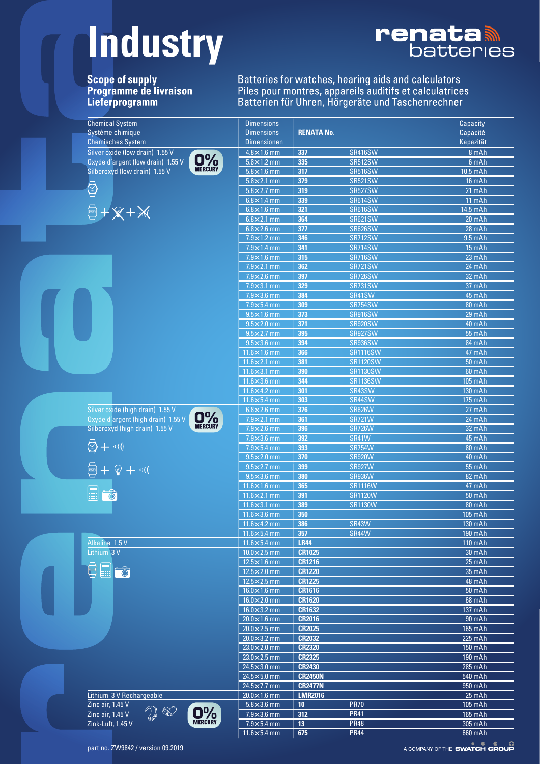# Industry

## Scope of supply
## Programme de livraison
## Lieferprogramm

Batteries for watches, hearing aids and calculators
Piles pour montres, appareils auditifs et calculatrices
Batterien für Uhren, Hörgeräte und Taschenrechner

| Chemical System / Système chimique / Chemisches System | Dimensions / Dimensions / Dimensionen | RENATA No. | | Capacity / Capacité / Kapazität |
|---|---|---|---|---|
| Silver oxide (low drain) 1.55 V / Oxyde d'argent (low drain) 1.55 V / Silberoxyd (low drain) 1.55 V — 0% MERCURY | 4.8×1.6 mm | **337** | SR416SW | 8 mAh |
| | 5.8×1.2 mm | **335** | SR512SW | 6 mAh |
| | 5.8×1.6 mm | **317** | SR516SW | 10.5 mAh |
| | 5.8×2.1 mm | **379** | SR521SW | 16 mAh |
| | 5.8×2.7 mm | **319** | SR527SW | 21 mAh |
| | 6.8×1.4 mm | **339** | SR614SW | 11 mAh |
| | 6.8×1.6 mm | **321** | SR616SW | 14.5 mAh |
| | 6.8×2.1 mm | **364** | SR621SW | 20 mAh |
| | 6.8×2.6 mm | **377** | SR626SW | 28 mAh |
| | 7.9×1.2 mm | **346** | SR712SW | 9.5 mAh |
| | 7.9×1.4 mm | **341** | SR714SW | 15 mAh |
| | 7.9×1.6 mm | **315** | SR716SW | 23 mAh |
| | 7.9×2.1 mm | **362** | SR721SW | 24 mAh |
| | 7.9×2.6 mm | **397** | SR726SW | 32 mAh |
| | 7.9×3.1 mm | **329** | SR731SW | 37 mAh |
| | 7.9×3.6 mm | **384** | SR41SW | 45 mAh |
| | 7.9×5.4 mm | **309** | SR754SW | 80 mAh |
| | 9.5×1.6 mm | **373** | SR916SW | 29 mAh |
| | 9.5×2.0 mm | **371** | SR920SW | 40 mAh |
| | 9.5×2.7 mm | **395** | SR927SW | 55 mAh |
| | 9.5×3.6 mm | **394** | SR936SW | 84 mAh |
| | 11.6×1.6 mm | **366** | SR1116SW | 47 mAh |
| | 11.6×2.1 mm | **381** | SR1120SW | 50 mAh |
| | 11.6×3.1 mm | **390** | SR1130SW | 60 mAh |
| | 11.6×3.6 mm | **344** | SR1136SW | 105 mAh |
| | 11.6×4.2 mm | **301** | SR43SW | 130 mAh |
| | 11.6×5.4 mm | **303** | SR44SW | 175 mAh |
| Silver oxide (high drain) 1.55 V / Oxyde d'argent (high drain) 1.55 V / Silberoxyd (high drain) 1.55 V — 0% MERCURY | 6.8×2.6 mm | **376** | SR626W | 27 mAh |
| | 7.9×2.1 mm | **361** | SR721W | 24 mAh |
| | 7.9×2.6 mm | **396** | SR726W | 32 mAh |
| | 7.9×3.6 mm | **392** | SR41W | 45 mAh |
| | 7.9×5.4 mm | **393** | SR754W | 80 mAh |
| | 9.5×2.0 mm | **370** | SR920W | 40 mAh |
| | 9.5×2.7 mm | **399** | SR927W | 55 mAh |
| | 9.5×3.6 mm | **380** | SR936W | 82 mAh |
| | 11.6×1.6 mm | **365** | SR1116W | 47 mAh |
| | 11.6×2.1 mm | **391** | SR1120W | 50 mAh |
| | 11.6×3.1 mm | **389** | SR1130W | 80 mAh |
| | 11.6×3.6 mm | **350** | | 105 mAh |
| | 11.6×4.2 mm | **386** | SR43W | 130 mAh |
| | 11.6×5.4 mm | **357** | SR44W | 190 mAh |
| Alkaline 1.5 V | 11.6×5.4 mm | **LR44** | | 110 mAh |
| Lithium 3 V | 10.0×2.5 mm | **CR1025** | | 30 mAh |
| | 12.5×1.6 mm | **CR1216** | | 25 mAh |
| | 12.5×2.0 mm | **CR1220** | | 35 mAh |
| | 12.5×2.5 mm | **CR1225** | | 48 mAh |
| | 16.0×1.6 mm | **CR1616** | | 50 mAh |
| | 16.0×2.0 mm | **CR1620** | | 68 mAh |
| | 16.0×3.2 mm | **CR1632** | | 137 mAh |
| | 20.0×1.6 mm | **CR2016** | | 90 mAh |
| | 20.0×2.5 mm | **CR2025** | | 165 mAh |
| | 20.0×3.2 mm | **CR2032** | | 225 mAh |
| | 23.0×2.0 mm | **CR2320** | | 150 mAh |
| | 23.0×2.5 mm | **CR2325** | | 190 mAh |
| | 24.5×3.0 mm | **CR2430** | | 285 mAh |
| | 24.5×5.0 mm | **CR2450N** | | 540 mAh |
| | 24.5×7.7 mm | **CR2477N** | | 950 mAh |
| Lithium 3 V Rechargeable | 20.0×1.6 mm | **LMR2016** | | 25 mAh |
| Zinc air, 1.45 V / Zinc air, 1.45 V / Zink-Luft, 1.45 V — 0% MERCURY | 5.8×3.6 mm | **10** | PR70 | 105 mAh |
| | 7.9×3.6 mm | **312** | PR41 | 165 mAh |
| | 7.9×5.4 mm | **13** | PR48 | 305 mAh |
| | 11.6×5.4 mm | **675** | PR44 | 660 mAh |

part no. ZW9842 / version 09.2019

A COMPANY OF THE SWATCH GROUP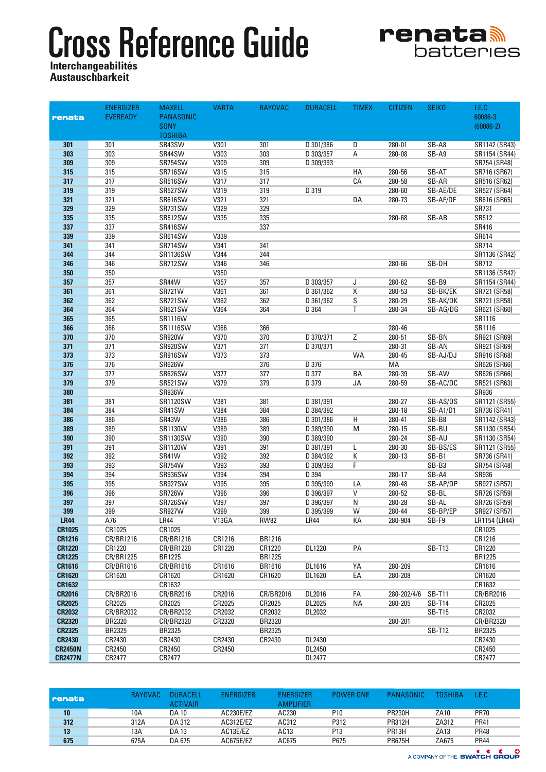# Cross Reference Guide

**Interchangeabilités**
**Austauschbarkeit**

renata batteries

| renata | ENERGIZER EVEREADY | MAXELL PANASONIC SONY TOSHIBA | VARTA | RAYOVAC | DURACELL | TIMEX | CITIZEN | SEIKO | I.E.C. 60086-3 (60086-2) |
|---|---|---|---|---|---|---|---|---|---|
| **301** | 301 | SR43SW | V301 | 301 | D 301/386 | D | 280-01 | SB-A8 | SR1142 (SR43) |
| **303** | 303 | SR44SW | V303 | 303 | D 303/357 | A | 280-08 | SB-A9 | SR1154 (SR44) |
| **309** | 309 | SR754SW | V309 | 309 | D 309/393 | | | | SR754 (SR48) |
| **315** | 315 | SR716SW | V315 | 315 | | HA | 280-56 | SB-AT | SR716 (SR67) |
| **317** | 317 | SR516SW | V317 | 317 | | CA | 280-58 | SB-AR | SR516 (SR62) |
| **319** | 319 | SR527SW | V319 | 319 | D 319 | | 280-60 | SB-AE/DE | SR527 (SR64) |
| **321** | 321 | SR616SW | V321 | 321 | | DA | 280-73 | SB-AF/DF | SR616 (SR65) |
| **329** | 329 | SR731SW | V329 | 329 | | | | | SR731 |
| **335** | 335 | SR512SW | V335 | 335 | | | 280-68 | SB-AB | SR512 |
| **337** | 337 | SR416SW | | 337 | | | | | SR416 |
| **339** | 339 | SR614SW | V339 | | | | | | SR614 |
| **341** | 341 | SR714SW | V341 | 341 | | | | | SR714 |
| **344** | 344 | SR1136SW | V344 | 344 | | | | | SR1136 (SR42) |
| **346** | 346 | SR712SW | V346 | 346 | | | 280-66 | SB-DH | SR712 |
| **350** | 350 | | V350 | | | | | | SR1136 (SR42) |
| **357** | 357 | SR44W | V357 | 357 | D 303/357 | J | 280-62 | SB-B9 | SR1154 (SR44) |
| **361** | 361 | SR721W | V361 | 361 | D 361/362 | X | 280-53 | SB-BK/EK | SR721 (SR58) |
| **362** | 362 | SR721SW | V362 | 362 | D 361/362 | S | 280-29 | SB-AK/DK | SR721 (SR58) |
| **364** | 364 | SR621SW | V364 | 364 | D 364 | T | 280-34 | SB-AG/DG | SR621 (SR60) |
| **365** | 365 | SR1116W | | | | | | | SR1116 |
| **366** | 366 | SR1116SW | V366 | 366 | | | 280-46 | | SR1116 |
| **370** | 370 | SR920W | V370 | 370 | D 370/371 | Z | 280-51 | SB-BN | SR921 (SR69) |
| **371** | 371 | SR920SW | V371 | 371 | D 370/371 | | 280-31 | SB-AN | SR921 (SR69) |
| **373** | 373 | SR916SW | V373 | 373 | | WA | 280-45 | SB-AJ/DJ | SR916 (SR68) |
| **376** | 376 | SR626W | | 376 | D 376 | | MA | | SR626 (SR66) |
| **377** | 377 | SR626SW | V377 | 377 | D 377 | BA | 280-39 | SB-AW | SR626 (SR66) |
| **379** | 379 | SR521SW | V379 | 379 | D 379 | JA | 280-59 | SB-AC/DC | SR521 (SR63) |
| **380** | | SR936W | | | | | | | SR936 |
| **381** | 381 | SR1120SW | V381 | 381 | D 381/391 | | 280-27 | SB-AS/DS | SR1121 (SR55) |
| **384** | 384 | SR41SW | V384 | 384 | D 384/392 | | 280-18 | SB-A1/D1 | SR736 (SR41) |
| **386** | 386 | SR43W | V386 | 386 | D 301/386 | H | 280-41 | SB-B8 | SR1142 (SR43) |
| **389** | 389 | SR1130W | V389 | 389 | D 389/390 | M | 280-15 | SB-BU | SR1130 (SR54) |
| **390** | 390 | SR1130SW | V390 | 390 | D 389/390 | | 280-24 | SB-AU | SR1130 (SR54) |
| **391** | 391 | SR1120W | V391 | 391 | D 381/391 | L | 280-30 | SB-BS/ES | SR1121 (SR55) |
| **392** | 392 | SR41W | V392 | 392 | D 384/392 | K | 280-13 | SB-B1 | SR736 (SR41) |
| **393** | 393 | SR754W | V393 | 393 | D 309/393 | F | | SB-B3 | SR754 (SR48) |
| **394** | 394 | SR936SW | V394 | 394 | D 394 | | 280-17 | SB-A4 | SR936 |
| **395** | 395 | SR927SW | V395 | 395 | D 395/399 | LA | 280-48 | SB-AP/DP | SR927 (SR57) |
| **396** | 396 | SR726W | V396 | 396 | D 396/397 | V | 280-52 | SB-BL | SR726 (SR59) |
| **397** | 397 | SR726SW | V397 | 397 | D 396/397 | N | 280-28 | SB-AL | SR726 (SR59) |
| **399** | 399 | SR927W | V399 | 399 | D 395/399 | W | 280-44 | SB-BP/EP | SR927 (SR57) |
| **LR44** | A76 | LR44 | V13GA | RW82 | LR44 | KA | 280-904 | SB-F9 | LR1154 (LR44) |
| **CR1025** | CR1025 | CR1025 | | | | | | | CR1025 |
| **CR1216** | CR/BR1216 | CR/BR1216 | CR1216 | BR1216 | | | | | CR1216 |
| **CR1220** | CR1220 | CR/BR1220 | CR1220 | CR1220 | DL1220 | PA | | SB-T13 | CR1220 |
| **CR1225** | CR/BR1225 | BR1225 | | BR1225 | | | | | BR1225 |
| **CR1616** | CR/BR1616 | CR/BR1616 | CR1616 | BR1616 | DL1616 | YA | 280-209 | | CR1616 |
| **CR1620** | CR1620 | CR1620 | CR1620 | CR1620 | DL1620 | EA | 280-208 | | CR1620 |
| **CR1632** | | CR1632 | | | | | | | CR1632 |
| **CR2016** | CR/BR2016 | CR/BR2016 | CR2016 | CR/BR2016 | DL2016 | FA | 280-202/4/6 | SB-T11 | CR/BR2016 |
| **CR2025** | CR2025 | CR2025 | CR2025 | CR2025 | DL2025 | NA | 280-205 | SB-T14 | CR2025 |
| **CR2032** | CR/BR2032 | CR/BR2032 | CR2032 | CR2032 | DL2032 | | | SB-T15 | CR2032 |
| **CR2320** | BR2320 | CR/BR2320 | CR2320 | BR2320 | | | 280-201 | | CR/BR2320 |
| **CR2325** | BR2325 | BR2325 | | BR2325 | | | | SB-T12 | BR2325 |
| **CR2430** | CR2430 | CR2430 | CR2430 | CR2430 | DL2430 | | | | CR2430 |
| **CR2450N** | CR2450 | CR2450 | CR2450 | | DL2450 | | | | CR2450 |
| **CR2477N** | CR2477 | CR2477 | | | DL2477 | | | | CR2477 |

| renata | RAYOVAC | DURACELL ACTIVAIR | ENERGIZER | ENERGIZER AMPLIFIER | POWER ONE | PANASONIC | TOSHIBA | I.E.C |
|---|---|---|---|---|---|---|---|---|
| **10** | 10A | DA 10 | AC230E/EZ | AC230 | P10 | PR230H | ZA10 | PR70 |
| **312** | 312A | DA 312 | AC312E/EZ | AC312 | P312 | PR312H | ZA312 | PR41 |
| **13** | 13A | DA 13 | AC13E/EZ | AC13 | P13 | PR13H | ZA13 | PR48 |
| **675** | 675A | DA 675 | AC675E/EZ | AC675 | P675 | PR675H | ZA675 | PR44 |

A COMPANY OF THE SWATCH GROUP